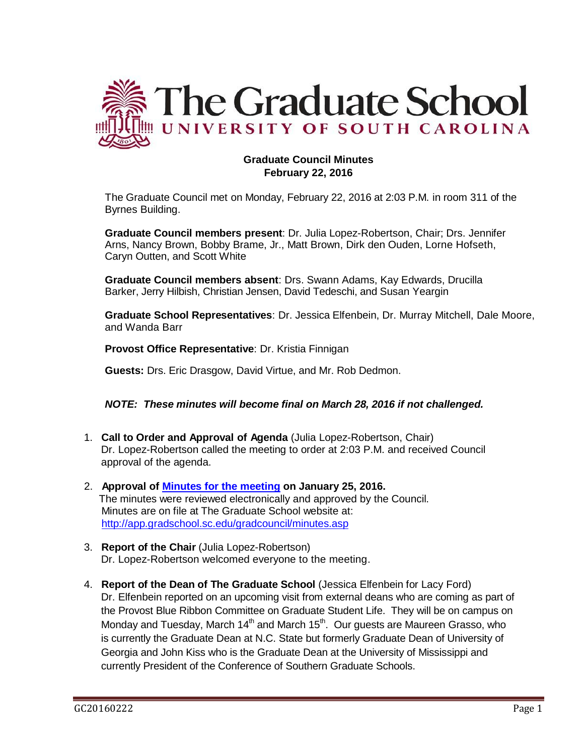# The Graduate School
## UNIVERSITY OF SOUTH CAROLINA

**Graduate Council Minutes**
**February 22, 2016**

The Graduate Council met on Monday, February 22, 2016 at 2:03 P.M. in room 311 of the Byrnes Building.

**Graduate Council members present**: Dr. Julia Lopez-Robertson, Chair; Drs. Jennifer Arns, Nancy Brown, Bobby Brame, Jr., Matt Brown, Dirk den Ouden, Lorne Hofseth, Caryn Outten, and Scott White

**Graduate Council members absent**: Drs. Swann Adams, Kay Edwards, Drucilla Barker, Jerry Hilbish, Christian Jensen, David Tedeschi, and Susan Yeargin

**Graduate School Representatives**: Dr. Jessica Elfenbein, Dr. Murray Mitchell, Dale Moore, and Wanda Barr

**Provost Office Representative**: Dr. Kristia Finnigan

**Guests:** Drs. Eric Drasgow, David Virtue, and Mr. Rob Dedmon.

***NOTE: These minutes will become final on March 28, 2016 if not challenged.***

1. **Call to Order and Approval of Agenda** (Julia Lopez-Robertson, Chair)
   Dr. Lopez-Robertson called the meeting to order at 2:03 P.M. and received Council approval of the agenda.

2. **Approval of Minutes for the meeting on January 25, 2016.**
   The minutes were reviewed electronically and approved by the Council. Minutes are on file at The Graduate School website at: http://app.gradschool.sc.edu/gradcouncil/minutes.asp

3. **Report of the Chair** (Julia Lopez-Robertson)
   Dr. Lopez-Robertson welcomed everyone to the meeting.

4. **Report of the Dean of The Graduate School** (Jessica Elfenbein for Lacy Ford)
   Dr. Elfenbein reported on an upcoming visit from external deans who are coming as part of the Provost Blue Ribbon Committee on Graduate Student Life. They will be on campus on Monday and Tuesday, March 14th and March 15th. Our guests are Maureen Grasso, who is currently the Graduate Dean at N.C. State but formerly Graduate Dean of University of Georgia and John Kiss who is the Graduate Dean at the University of Mississippi and currently President of the Conference of Southern Graduate Schools.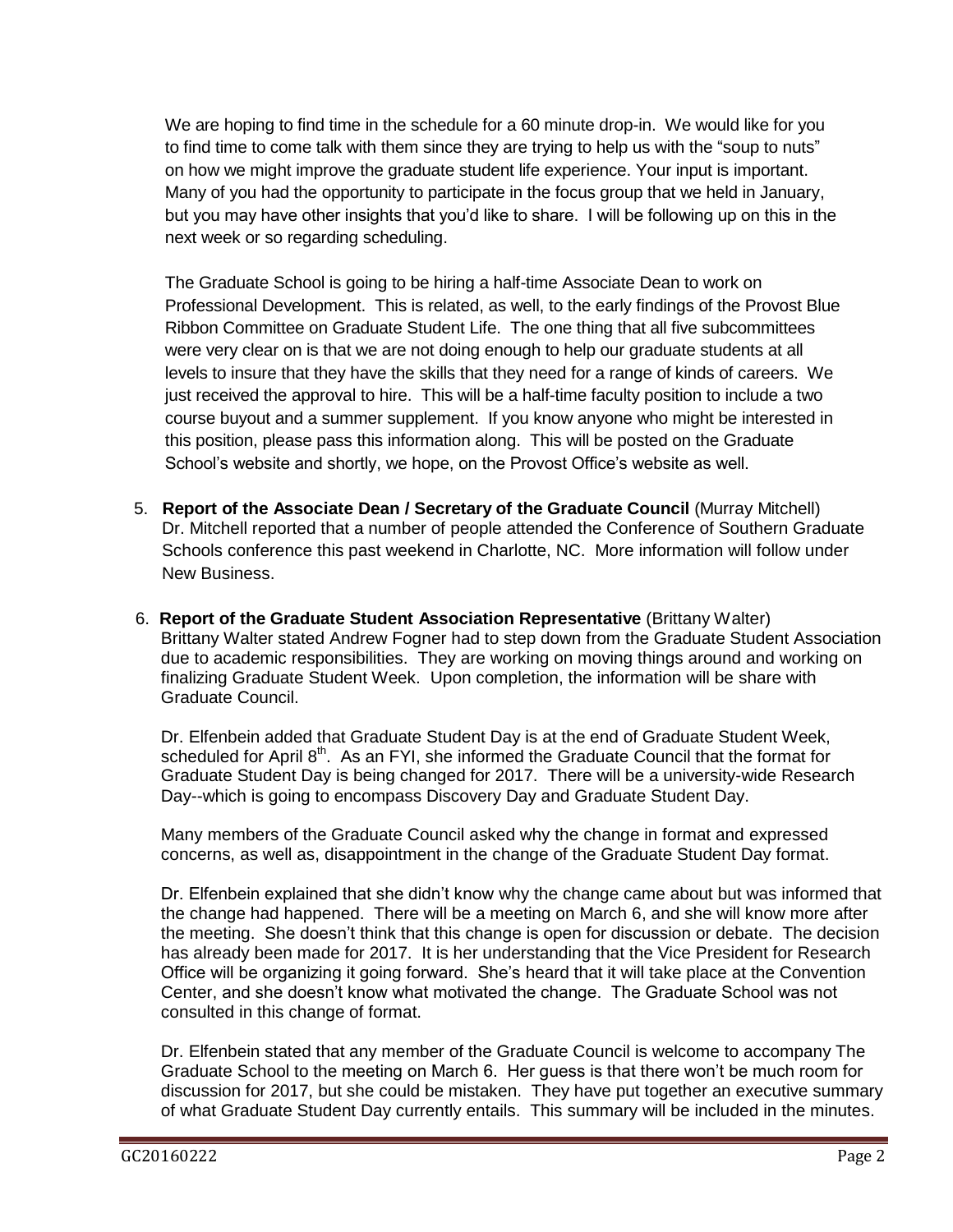We are hoping to find time in the schedule for a 60 minute drop-in. We would like for you to find time to come talk with them since they are trying to help us with the "soup to nuts" on how we might improve the graduate student life experience. Your input is important. Many of you had the opportunity to participate in the focus group that we held in January, but you may have other insights that you'd like to share. I will be following up on this in the next week or so regarding scheduling.

The Graduate School is going to be hiring a half-time Associate Dean to work on Professional Development. This is related, as well, to the early findings of the Provost Blue Ribbon Committee on Graduate Student Life. The one thing that all five subcommittees were very clear on is that we are not doing enough to help our graduate students at all levels to insure that they have the skills that they need for a range of kinds of careers. We just received the approval to hire. This will be a half-time faculty position to include a two course buyout and a summer supplement. If you know anyone who might be interested in this position, please pass this information along. This will be posted on the Graduate School's website and shortly, we hope, on the Provost Office's website as well.

5. **Report of the Associate Dean / Secretary of the Graduate Council** (Murray Mitchell)
   Dr. Mitchell reported that a number of people attended the Conference of Southern Graduate Schools conference this past weekend in Charlotte, NC. More information will follow under New Business.

6. **Report of the Graduate Student Association Representative** (Brittany Walter)
   Brittany Walter stated Andrew Fogner had to step down from the Graduate Student Association due to academic responsibilities. They are working on moving things around and working on finalizing Graduate Student Week. Upon completion, the information will be share with Graduate Council.

   Dr. Elfenbein added that Graduate Student Day is at the end of Graduate Student Week, scheduled for April 8th. As an FYI, she informed the Graduate Council that the format for Graduate Student Day is being changed for 2017. There will be a university-wide Research Day--which is going to encompass Discovery Day and Graduate Student Day.

   Many members of the Graduate Council asked why the change in format and expressed concerns, as well as, disappointment in the change of the Graduate Student Day format.

   Dr. Elfenbein explained that she didn't know why the change came about but was informed that the change had happened. There will be a meeting on March 6, and she will know more after the meeting. She doesn't think that this change is open for discussion or debate. The decision has already been made for 2017. It is her understanding that the Vice President for Research Office will be organizing it going forward. She's heard that it will take place at the Convention Center, and she doesn't know what motivated the change. The Graduate School was not consulted in this change of format.

   Dr. Elfenbein stated that any member of the Graduate Council is welcome to accompany The Graduate School to the meeting on March 6. Her guess is that there won't be much room for discussion for 2017, but she could be mistaken. They have put together an executive summary of what Graduate Student Day currently entails. This summary will be included in the minutes.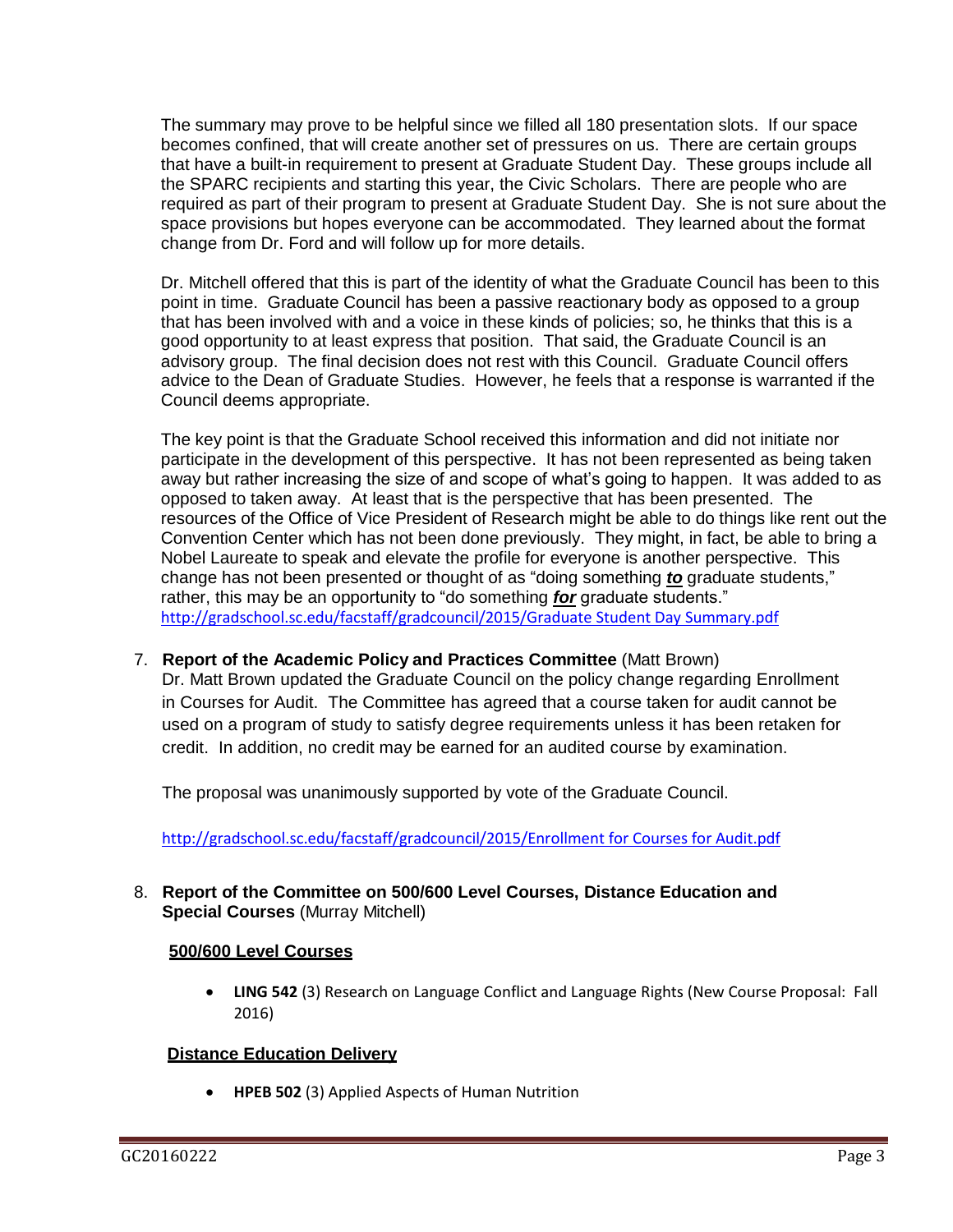The summary may prove to be helpful since we filled all 180 presentation slots. If our space becomes confined, that will create another set of pressures on us. There are certain groups that have a built-in requirement to present at Graduate Student Day. These groups include all the SPARC recipients and starting this year, the Civic Scholars. There are people who are required as part of their program to present at Graduate Student Day. She is not sure about the space provisions but hopes everyone can be accommodated. They learned about the format change from Dr. Ford and will follow up for more details.

Dr. Mitchell offered that this is part of the identity of what the Graduate Council has been to this point in time. Graduate Council has been a passive reactionary body as opposed to a group that has been involved with and a voice in these kinds of policies; so, he thinks that this is a good opportunity to at least express that position. That said, the Graduate Council is an advisory group. The final decision does not rest with this Council. Graduate Council offers advice to the Dean of Graduate Studies. However, he feels that a response is warranted if the Council deems appropriate.

The key point is that the Graduate School received this information and did not initiate nor participate in the development of this perspective. It has not been represented as being taken away but rather increasing the size of and scope of what's going to happen. It was added to as opposed to taken away. At least that is the perspective that has been presented. The resources of the Office of Vice President of Research might be able to do things like rent out the Convention Center which has not been done previously. They might, in fact, be able to bring a Nobel Laureate to speak and elevate the profile for everyone is another perspective. This change has not been presented or thought of as "doing something ***to*** graduate students," rather, this may be an opportunity to "do something ***for*** graduate students."
http://gradschool.sc.edu/facstaff/gradcouncil/2015/Graduate Student Day Summary.pdf

7. **Report of the Academic Policy and Practices Committee** (Matt Brown)
   Dr. Matt Brown updated the Graduate Council on the policy change regarding Enrollment in Courses for Audit. The Committee has agreed that a course taken for audit cannot be used on a program of study to satisfy degree requirements unless it has been retaken for credit. In addition, no credit may be earned for an audited course by examination.

   The proposal was unanimously supported by vote of the Graduate Council.

   http://gradschool.sc.edu/facstaff/gradcouncil/2015/Enrollment for Courses for Audit.pdf

8. **Report of the Committee on 500/600 Level Courses, Distance Education and Special Courses** (Murray Mitchell)

**500/600 Level Courses**

- **LING 542** (3) Research on Language Conflict and Language Rights (New Course Proposal: Fall 2016)

**Distance Education Delivery**

- **HPEB 502** (3) Applied Aspects of Human Nutrition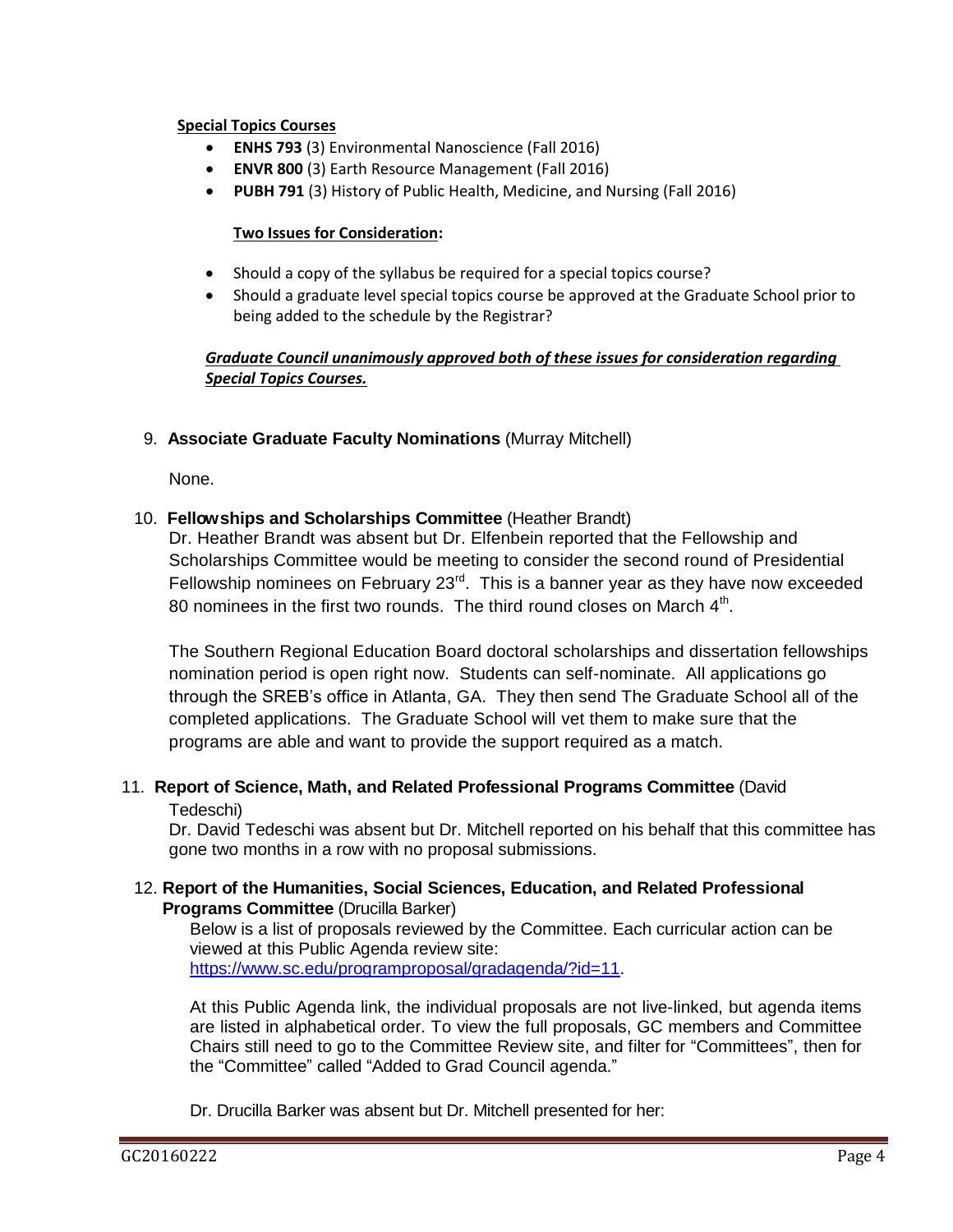**Special Topics Courses**

- **ENHS 793** (3) Environmental Nanoscience (Fall 2016)
- **ENVR 800** (3) Earth Resource Management (Fall 2016)
- **PUBH 791** (3) History of Public Health, Medicine, and Nursing (Fall 2016)

**Two Issues for Consideration:**

- Should a copy of the syllabus be required for a special topics course?
- Should a graduate level special topics course be approved at the Graduate School prior to being added to the schedule by the Registrar?

***Graduate Council unanimously approved both of these issues for consideration regarding Special Topics Courses.***

9. **Associate Graduate Faculty Nominations** (Murray Mitchell)

   None.

10. **Fellowships and Scholarships Committee** (Heather Brandt)

    Dr. Heather Brandt was absent but Dr. Elfenbein reported that the Fellowship and Scholarships Committee would be meeting to consider the second round of Presidential Fellowship nominees on February 23rd. This is a banner year as they have now exceeded 80 nominees in the first two rounds. The third round closes on March 4th.

    The Southern Regional Education Board doctoral scholarships and dissertation fellowships nomination period is open right now. Students can self-nominate. All applications go through the SREB's office in Atlanta, GA. They then send The Graduate School all of the completed applications. The Graduate School will vet them to make sure that the programs are able and want to provide the support required as a match.

11. **Report of Science, Math, and Related Professional Programs Committee** (David Tedeschi)

    Dr. David Tedeschi was absent but Dr. Mitchell reported on his behalf that this committee has gone two months in a row with no proposal submissions.

12. **Report of the Humanities, Social Sciences, Education, and Related Professional Programs Committee** (Drucilla Barker)

    Below is a list of proposals reviewed by the Committee. Each curricular action can be viewed at this Public Agenda review site: https://www.sc.edu/programproposal/gradagenda/?id=11.

    At this Public Agenda link, the individual proposals are not live-linked, but agenda items are listed in alphabetical order. To view the full proposals, GC members and Committee Chairs still need to go to the Committee Review site, and filter for "Committees", then for the "Committee" called "Added to Grad Council agenda."

    Dr. Drucilla Barker was absent but Dr. Mitchell presented for her: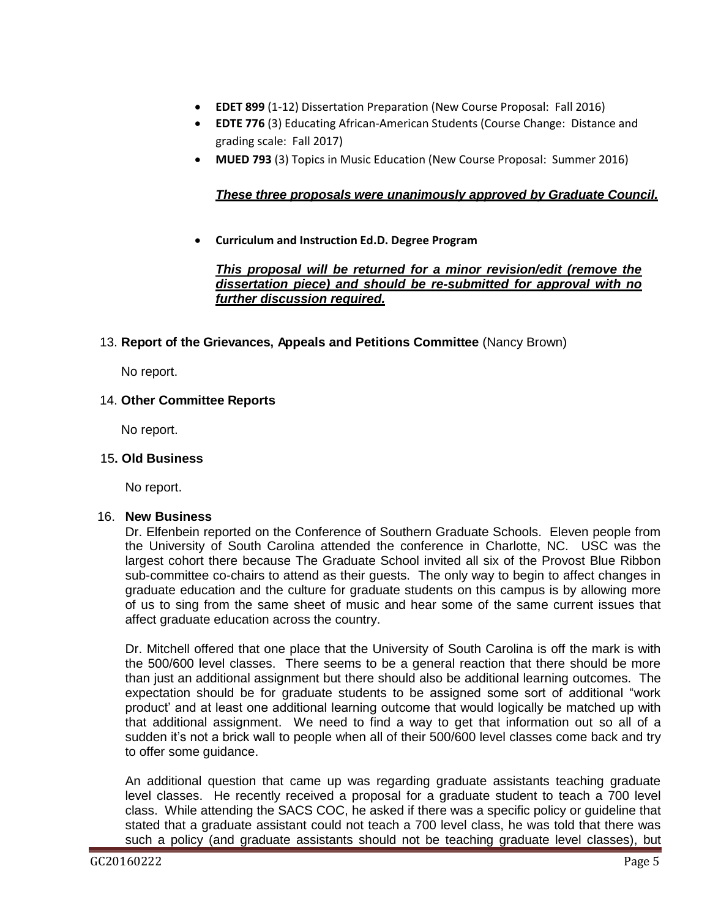- **EDET 899** (1-12) Dissertation Preparation (New Course Proposal: Fall 2016)
- **EDTE 776** (3) Educating African-American Students (Course Change: Distance and grading scale: Fall 2017)
- **MUED 793** (3) Topics in Music Education (New Course Proposal: Summer 2016)

***<u>These three proposals were unanimously approved by Graduate Council.</u>***

- **Curriculum and Instruction Ed.D. Degree Program**

***<u>This proposal will be returned for a minor revision/edit (remove the dissertation piece) and should be re-submitted for approval with no further discussion required.</u>***

13. **Report of the Grievances, Appeals and Petitions Committee** (Nancy Brown)

No report.

14. **Other Committee Reports**

No report.

15. **Old Business**

No report.

16. **New Business**

Dr. Elfenbein reported on the Conference of Southern Graduate Schools. Eleven people from the University of South Carolina attended the conference in Charlotte, NC. USC was the largest cohort there because The Graduate School invited all six of the Provost Blue Ribbon sub-committee co-chairs to attend as their guests. The only way to begin to affect changes in graduate education and the culture for graduate students on this campus is by allowing more of us to sing from the same sheet of music and hear some of the same current issues that affect graduate education across the country.

Dr. Mitchell offered that one place that the University of South Carolina is off the mark is with the 500/600 level classes. There seems to be a general reaction that there should be more than just an additional assignment but there should also be additional learning outcomes. The expectation should be for graduate students to be assigned some sort of additional "work product' and at least one additional learning outcome that would logically be matched up with that additional assignment. We need to find a way to get that information out so all of a sudden it's not a brick wall to people when all of their 500/600 level classes come back and try to offer some guidance.

An additional question that came up was regarding graduate assistants teaching graduate level classes. He recently received a proposal for a graduate student to teach a 700 level class. While attending the SACS COC, he asked if there was a specific policy or guideline that stated that a graduate assistant could not teach a 700 level class, he was told that there was such a policy (and graduate assistants should not be teaching graduate level classes), but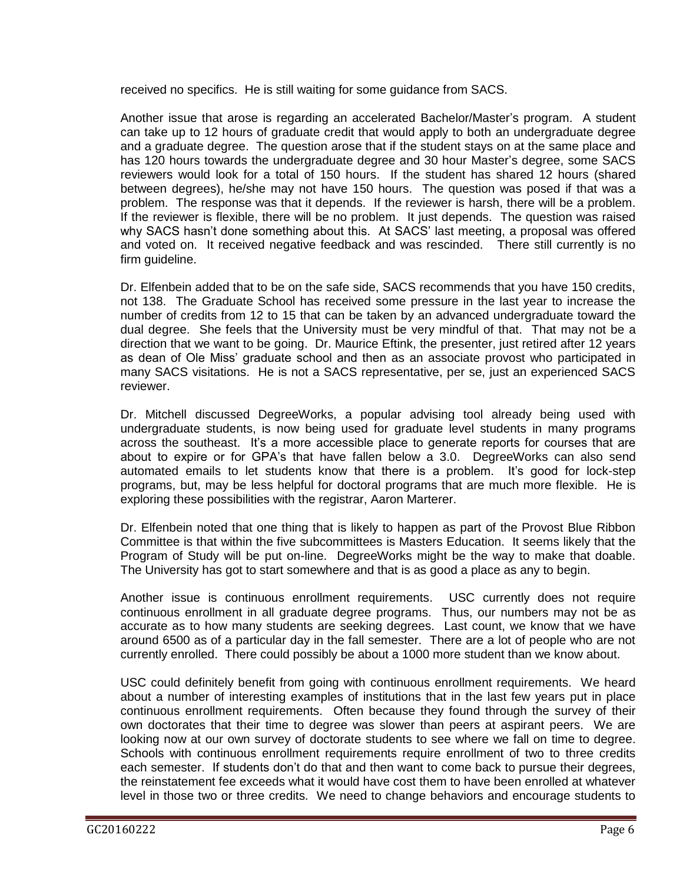received no specifics. He is still waiting for some guidance from SACS.

Another issue that arose is regarding an accelerated Bachelor/Master's program. A student can take up to 12 hours of graduate credit that would apply to both an undergraduate degree and a graduate degree. The question arose that if the student stays on at the same place and has 120 hours towards the undergraduate degree and 30 hour Master's degree, some SACS reviewers would look for a total of 150 hours. If the student has shared 12 hours (shared between degrees), he/she may not have 150 hours. The question was posed if that was a problem. The response was that it depends. If the reviewer is harsh, there will be a problem. If the reviewer is flexible, there will be no problem. It just depends. The question was raised why SACS hasn't done something about this. At SACS' last meeting, a proposal was offered and voted on. It received negative feedback and was rescinded. There still currently is no firm guideline.

Dr. Elfenbein added that to be on the safe side, SACS recommends that you have 150 credits, not 138. The Graduate School has received some pressure in the last year to increase the number of credits from 12 to 15 that can be taken by an advanced undergraduate toward the dual degree. She feels that the University must be very mindful of that. That may not be a direction that we want to be going. Dr. Maurice Eftink, the presenter, just retired after 12 years as dean of Ole Miss' graduate school and then as an associate provost who participated in many SACS visitations. He is not a SACS representative, per se, just an experienced SACS reviewer.

Dr. Mitchell discussed DegreeWorks, a popular advising tool already being used with undergraduate students, is now being used for graduate level students in many programs across the southeast. It's a more accessible place to generate reports for courses that are about to expire or for GPA's that have fallen below a 3.0. DegreeWorks can also send automated emails to let students know that there is a problem. It's good for lock-step programs, but, may be less helpful for doctoral programs that are much more flexible. He is exploring these possibilities with the registrar, Aaron Marterer.

Dr. Elfenbein noted that one thing that is likely to happen as part of the Provost Blue Ribbon Committee is that within the five subcommittees is Masters Education. It seems likely that the Program of Study will be put on-line. DegreeWorks might be the way to make that doable. The University has got to start somewhere and that is as good a place as any to begin.

Another issue is continuous enrollment requirements. USC currently does not require continuous enrollment in all graduate degree programs. Thus, our numbers may not be as accurate as to how many students are seeking degrees. Last count, we know that we have around 6500 as of a particular day in the fall semester. There are a lot of people who are not currently enrolled. There could possibly be about a 1000 more student than we know about.

USC could definitely benefit from going with continuous enrollment requirements. We heard about a number of interesting examples of institutions that in the last few years put in place continuous enrollment requirements. Often because they found through the survey of their own doctorates that their time to degree was slower than peers at aspirant peers. We are looking now at our own survey of doctorate students to see where we fall on time to degree. Schools with continuous enrollment requirements require enrollment of two to three credits each semester. If students don't do that and then want to come back to pursue their degrees, the reinstatement fee exceeds what it would have cost them to have been enrolled at whatever level in those two or three credits. We need to change behaviors and encourage students to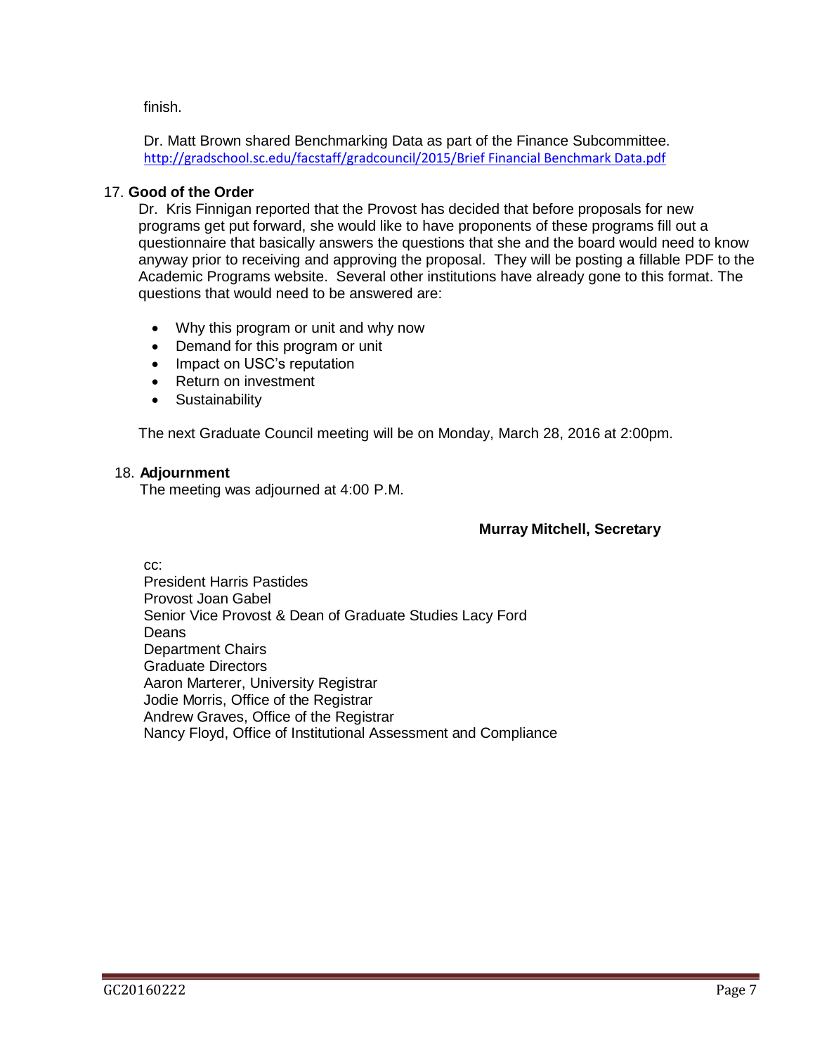finish.

Dr. Matt Brown shared Benchmarking Data as part of the Finance Subcommittee. http://gradschool.sc.edu/facstaff/gradcouncil/2015/Brief Financial Benchmark Data.pdf

17. **Good of the Order**

Dr. Kris Finnigan reported that the Provost has decided that before proposals for new programs get put forward, she would like to have proponents of these programs fill out a questionnaire that basically answers the questions that she and the board would need to know anyway prior to receiving and approving the proposal. They will be posting a fillable PDF to the Academic Programs website. Several other institutions have already gone to this format. The questions that would need to be answered are:

- Why this program or unit and why now
- Demand for this program or unit
- Impact on USC's reputation
- Return on investment
- Sustainability

The next Graduate Council meeting will be on Monday, March 28, 2016 at 2:00pm.

18. **Adjournment**

The meeting was adjourned at 4:00 P.M.

**Murray Mitchell, Secretary**

cc:
President Harris Pastides
Provost Joan Gabel
Senior Vice Provost & Dean of Graduate Studies Lacy Ford
Deans
Department Chairs
Graduate Directors
Aaron Marterer, University Registrar
Jodie Morris, Office of the Registrar
Andrew Graves, Office of the Registrar
Nancy Floyd, Office of Institutional Assessment and Compliance